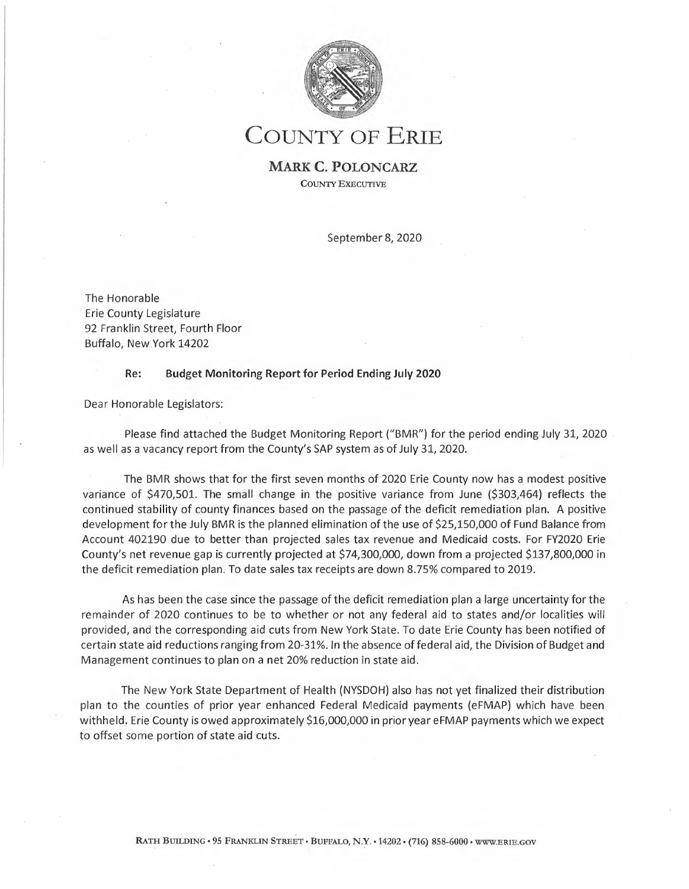# COUNTY OF ERIE

**MARK C. POLONCARZ**

COUNTY EXECUTIVE

September 8, 2020

The Honorable
Erie County Legislature
92 Franklin Street, Fourth Floor
Buffalo, New York 14202

**Re: Budget Monitoring Report for Period Ending July 2020**

Dear Honorable Legislators:

Please find attached the Budget Monitoring Report ("BMR") for the period ending July 31, 2020 as well as a vacancy report from the County's SAP system as of July 31, 2020.

The BMR shows that for the first seven months of 2020 Erie County now has a modest positive variance of $470,501. The small change in the positive variance from June ($303,464) reflects the continued stability of county finances based on the passage of the deficit remediation plan. A positive development for the July BMR is the planned elimination of the use of $25,150,000 of Fund Balance from Account 402190 due to better than projected sales tax revenue and Medicaid costs. For FY2020 Erie County's net revenue gap is currently projected at $74,300,000, down from a projected $137,800,000 in the deficit remediation plan. To date sales tax receipts are down 8.75% compared to 2019.

As has been the case since the passage of the deficit remediation plan a large uncertainty for the remainder of 2020 continues to be to whether or not any federal aid to states and/or localities will provided, and the corresponding aid cuts from New York State. To date Erie County has been notified of certain state aid reductions ranging from 20-31%. In the absence of federal aid, the Division of Budget and Management continues to plan on a net 20% reduction in state aid.

The New York State Department of Health (NYSDOH) also has not yet finalized their distribution plan to the counties of prior year enhanced Federal Medicaid payments (eFMAP) which have been withheld. Erie County is owed approximately $16,000,000 in prior year eFMAP payments which we expect to offset some portion of state aid cuts.

RATH BUILDING • 95 FRANKLIN STREET • BUFFALO, N.Y. • 14202 • (716) 858-6000 • WWW.ERIE.GOV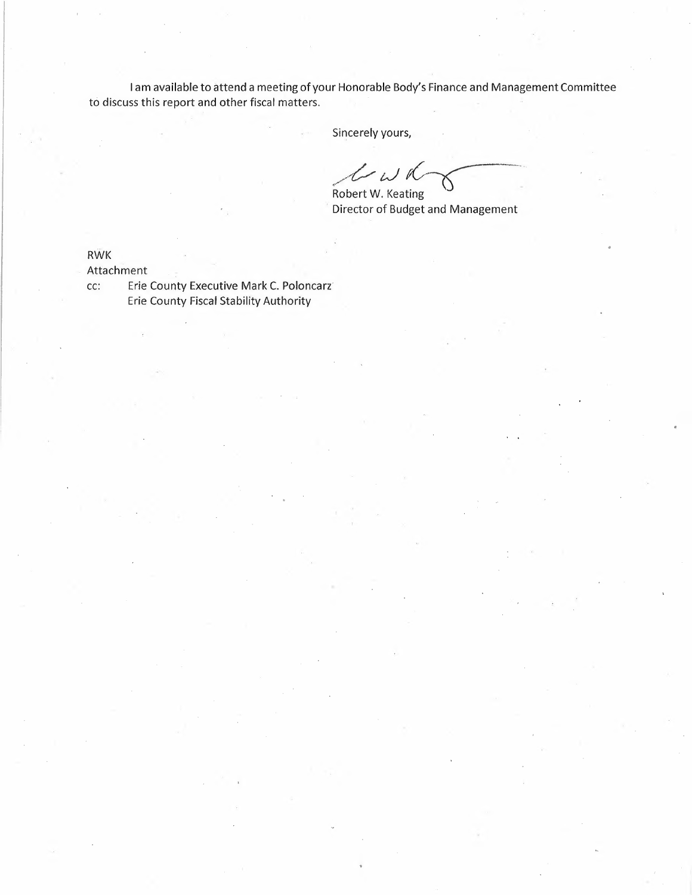I am available to attend a meeting of your Honorable Body's Finance and Management Committee to discuss this report and other fiscal matters.

Sincerely yours,

Robert W. Keating
Director of Budget and Management

RWK
Attachment
cc: Erie County Executive Mark C. Poloncarz
Erie County Fiscal Stability Authority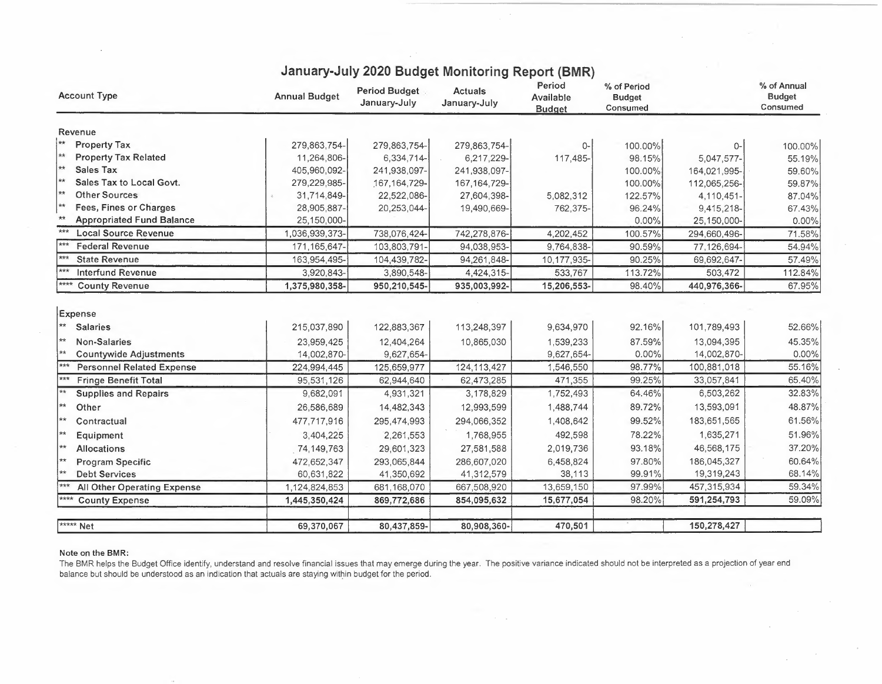# January-July 2020 Budget Monitoring Report (BMR)

| Account Type | Annual Budget | Period Budget January-July | Actuals January-July | Period Available Budget | % of Period Budget Consumed | | % of Annual Budget Consumed |
|---|---|---|---|---|---|---|---|
| **Revenue** | | | | | | | |
| ** Property Tax | 279,863,754- | 279,863,754- | 279,863,754- | 0- | 100.00% | 0- | 100.00% |
| ** Property Tax Related | 11,264,806- | 6,334,714- | 6,217,229- | 117,485- | 98.15% | 5,047,577- | 55.19% |
| ** Sales Tax | 405,960,092- | 241,938,097- | 241,938,097- | | 100.00% | 164,021,995- | 59.60% |
| ** Sales Tax to Local Govt. | 279,229,985- | 167,164,729- | 167,164,729- | | 100.00% | 112,065,256- | 59.87% |
| ** Other Sources | 31,714,849- | 22,522,086- | 27,604,398- | 5,082,312 | 122.57% | 4,110,451- | 87.04% |
| ** Fees, Fines or Charges | 28,905,887- | 20,253,044- | 19,490,669- | 762,375- | 96.24% | 9,415,218- | 67.43% |
| ** Appropriated Fund Balance | 25,150,000- | | | | 0.00% | 25,150,000- | 0.00% |
| *** Local Source Revenue | 1,036,939,373- | 738,076,424- | 742,278,876- | 4,202,452 | 100.57% | 294,660,496- | 71.58% |
| *** Federal Revenue | 171,165,647- | 103,803,791- | 94,038,953- | 9,764,838- | 90.59% | 77,126,694- | 54.94% |
| *** State Revenue | 163,954,495- | 104,439,782- | 94,261,848- | 10,177,935- | 90.25% | 69,692,647- | 57.49% |
| *** Interfund Revenue | 3,920,843- | 3,890,548- | 4,424,315- | 533,767 | 113.72% | 503,472 | 112.84% |
| **** County Revenue | **1,375,980,358-** | **950,210,545-** | **935,003,992-** | **15,206,553-** | 98.40% | **440,976,366-** | 67.95% |
| **Expense** | | | | | | | |
| ** Salaries | 215,037,890 | 122,883,367 | 113,248,397 | 9,634,970 | 92.16% | 101,789,493 | 52.66% |
| ** Non-Salaries | 23,959,425 | 12,404,264 | 10,865,030 | 1,539,233 | 87.59% | 13,094,395 | 45.35% |
| ** Countywide Adjustments | 14,002,870- | 9,627,654- | | 9,627,654- | 0.00% | 14,002,870- | 0.00% |
| *** Personnel Related Expense | 224,994,445 | 125,659,977 | 124,113,427 | 1,546,550 | 98.77% | 100,881,018 | 55.16% |
| *** Fringe Benefit Total | 95,531,126 | 62,944,640 | 62,473,285 | 471,355 | 99.25% | 33,057,841 | 65.40% |
| ** Supplies and Repairs | 9,682,091 | 4,931,321 | 3,178,829 | 1,752,493 | 64.46% | 6,503,262 | 32.83% |
| ** Other | 26,586,689 | 14,482,343 | 12,993,599 | 1,488,744 | 89.72% | 13,593,091 | 48.87% |
| ** Contractual | 477,717,916 | 295,474,993 | 294,066,352 | 1,408,642 | 99.52% | 183,651,565 | 61.56% |
| ** Equipment | 3,404,225 | 2,261,553 | 1,768,955 | 492,598 | 78.22% | 1,635,271 | 51.96% |
| ** Allocations | 74,149,763 | 29,601,323 | 27,581,588 | 2,019,736 | 93.18% | 46,568,175 | 37.20% |
| ** Program Specific | 472,652,347 | 293,065,844 | 286,607,020 | 6,458,824 | 97.80% | 186,045,327 | 60.64% |
| ** Debt Services | 60,631,822 | 41,350,692 | 41,312,579 | 38,113 | 99.91% | 19,319,243 | 68.14% |
| *** All Other Operating Expense | 1,124,824,853 | 681,168,070 | 667,508,920 | 13,659,150 | 97.99% | 457,315,934 | 59.34% |
| **** County Expense | **1,445,350,424** | **869,772,686** | **854,095,632** | **15,677,054** | 98.20% | **591,254,793** | 59.09% |
| ***** Net | **69,370,067** | **80,437,859-** | **80,908,360-** | **470,501** | | **150,278,427** | |

**Note on the BMR:**

The BMR helps the Budget Office identify, understand and resolve financial issues that may emerge during the year. The positive variance indicated should not be interpreted as a projection of year end balance but should be understood as an indication that actuals are staying within budget for the period.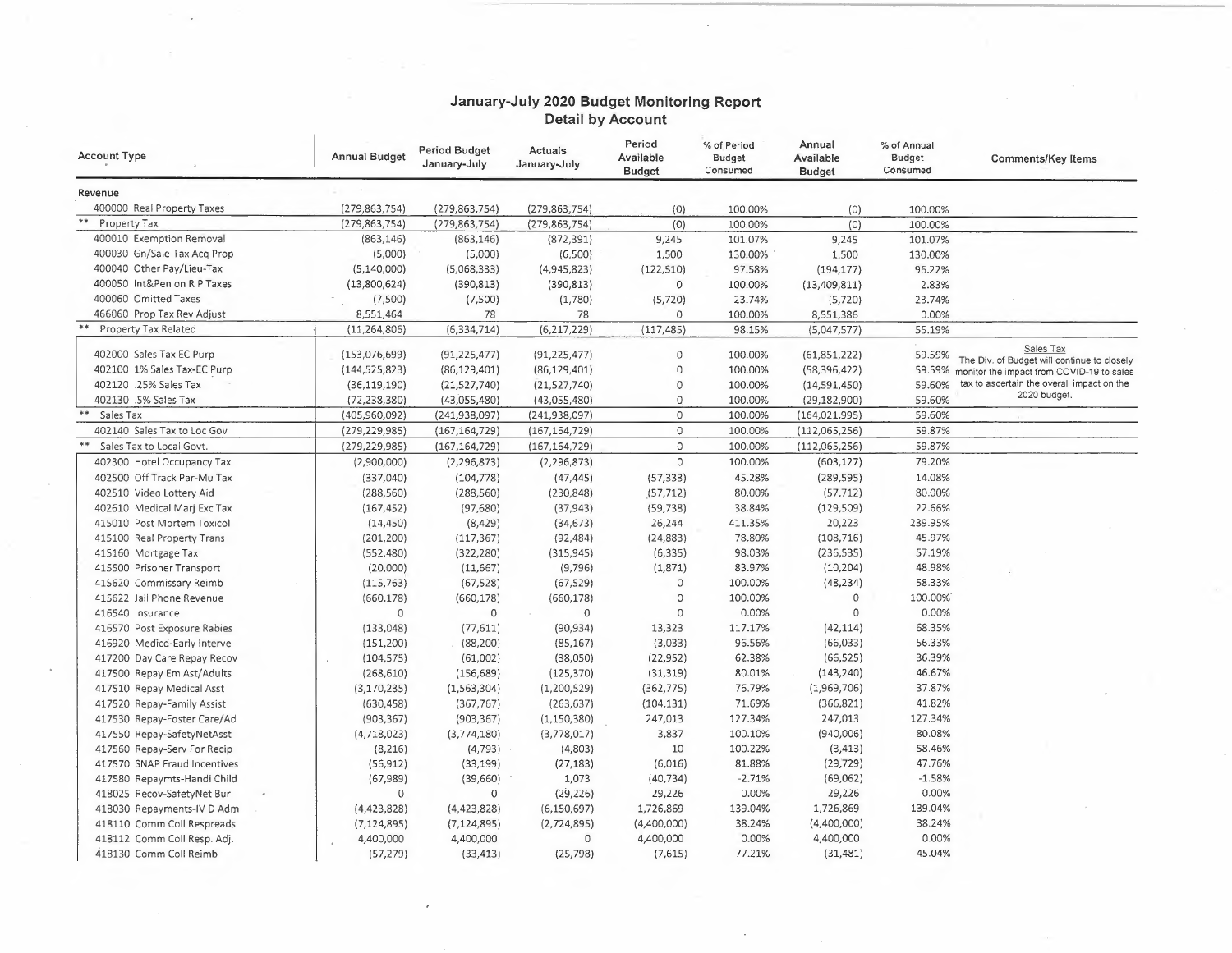# January-July 2020 Budget Monitoring Report
## Detail by Account

| Account Type | Annual Budget | Period Budget January-July | Actuals January-July | Period Available Budget | % of Period Budget Consumed | Annual Available Budget | % of Annual Budget Consumed | Comments/Key Items |
|---|---|---|---|---|---|---|---|---|
| **Revenue** | | | | | | | | |
| 400000 Real Property Taxes | (279,863,754) | (279,863,754) | (279,863,754) | (0) | 100.00% | (0) | 100.00% | |
| ** Property Tax | (279,863,754) | (279,863,754) | (279,863,754) | (0) | 100.00% | (0) | 100.00% | |
| 400010 Exemption Removal | (863,146) | (863,146) | (872,391) | 9,245 | 101.07% | 9,245 | 101.07% | |
| 400030 Gn/Sale-Tax Acq Prop | (5,000) | (5,000) | (6,500) | 1,500 | 130.00% | 1,500 | 130.00% | |
| 400040 Other Pay/Lieu-Tax | (5,140,000) | (5,068,333) | (4,945,823) | (122,510) | 97.58% | (194,177) | 96.22% | |
| 400050 Int&Pen on R P Taxes | (13,800,624) | (390,813) | (390,813) | 0 | 100.00% | (13,409,811) | 2.83% | |
| 400060 Omitted Taxes | (7,500) | (7,500) | (1,780) | (5,720) | 23.74% | (5,720) | 23.74% | |
| 466060 Prop Tax Rev Adjust | 8,551,464 | 78 | 78 | 0 | 100.00% | 8,551,386 | 0.00% | |
| ** Property Tax Related | (11,264,806) | (6,334,714) | (6,217,229) | (117,485) | 98.15% | (5,047,577) | 55.19% | |
| 402000 Sales Tax EC Purp | (153,076,699) | (91,225,477) | (91,225,477) | 0 | 100.00% | (61,851,222) | 59.59% | Sales Tax The Div. of Budget will continue to closely monitor the impact from COVID-19 to sales tax to ascertain the overall impact on the 2020 budget. |
| 402100 1% Sales Tax-EC Purp | (144,525,823) | (86,129,401) | (86,129,401) | 0 | 100.00% | (58,396,422) | 59.59% | |
| 402120 .25% Sales Tax | (36,119,190) | (21,527,740) | (21,527,740) | 0 | 100.00% | (14,591,450) | 59.60% | |
| 402130 .5% Sales Tax | (72,238,380) | (43,055,480) | (43,055,480) | 0 | 100.00% | (29,182,900) | 59.60% | |
| ** Sales Tax | (405,960,092) | (241,938,097) | (241,938,097) | 0 | 100.00% | (164,021,995) | 59.60% | |
| 402140 Sales Tax to Loc Gov | (279,229,985) | (167,164,729) | (167,164,729) | 0 | 100.00% | (112,065,256) | 59.87% | |
| ** Sales Tax to Local Govt. | (279,229,985) | (167,164,729) | (167,164,729) | 0 | 100.00% | (112,065,256) | 59.87% | |
| 402300 Hotel Occupancy Tax | (2,900,000) | (2,296,873) | (2,296,873) | 0 | 100.00% | (603,127) | 79.20% | |
| 402500 Off Track Par-Mu Tax | (337,040) | (104,778) | (47,445) | (57,333) | 45.28% | (289,595) | 14.08% | |
| 402510 Video Lottery Aid | (288,560) | (288,560) | (230,848) | (57,712) | 80.00% | (57,712) | 80.00% | |
| 402610 Medical Marj Exc Tax | (167,452) | (97,680) | (37,943) | (59,738) | 38.84% | (129,509) | 22.66% | |
| 415010 Post Mortem Toxicol | (14,450) | (8,429) | (34,673) | 26,244 | 411.35% | 20,223 | 239.95% | |
| 415100 Real Property Trans | (201,200) | (117,367) | (92,484) | (24,883) | 78.80% | (108,716) | 45.97% | |
| 415160 Mortgage Tax | (552,480) | (322,280) | (315,945) | (6,335) | 98.03% | (236,535) | 57.19% | |
| 415500 Prisoner Transport | (20,000) | (11,667) | (9,796) | (1,871) | 83.97% | (10,204) | 48.98% | |
| 415620 Commissary Reimb | (115,763) | (67,528) | (67,529) | 0 | 100.00% | (48,234) | 58.33% | |
| 415622 Jail Phone Revenue | (660,178) | (660,178) | (660,178) | 0 | 100.00% | 0 | 100.00% | |
| 416540 Insurance | 0 | 0 | 0 | 0 | 0.00% | 0 | 0.00% | |
| 416570 Post Exposure Rabies | (133,048) | (77,611) | (90,934) | 13,323 | 117.17% | (42,114) | 68.35% | |
| 416920 Medicd-Early Interve | (151,200) | (88,200) | (85,167) | (3,033) | 96.56% | (66,033) | 56.33% | |
| 417200 Day Care Repay Recov | (104,575) | (61,002) | (38,050) | (22,952) | 62.38% | (66,525) | 36.39% | |
| 417500 Repay Em Ast/Adults | (268,610) | (156,689) | (125,370) | (31,319) | 80.01% | (143,240) | 46.67% | |
| 417510 Repay Medical Asst | (3,170,235) | (1,563,304) | (1,200,529) | (362,775) | 76.79% | (1,969,706) | 37.87% | |
| 417520 Repay-Family Assist | (630,458) | (367,767) | (263,637) | (104,131) | 71.69% | (366,821) | 41.82% | |
| 417530 Repay-Foster Care/Ad | (903,367) | (903,367) | (1,150,380) | 247,013 | 127.34% | 247,013 | 127.34% | |
| 417550 Repay-SafetyNetAsst | (4,718,023) | (3,774,180) | (3,778,017) | 3,837 | 100.10% | (940,006) | 80.08% | |
| 417560 Repay-Serv For Recip | (8,216) | (4,793) | (4,803) | 10 | 100.22% | (3,413) | 58.46% | |
| 417570 SNAP Fraud Incentives | (56,912) | (33,199) | (27,183) | (6,016) | 81.88% | (29,729) | 47.76% | |
| 417580 Repaymts-Handi Child | (67,989) | (39,660) | 1,073 | (40,734) | -2.71% | (69,062) | -1.58% | |
| 418025 Recov-SafetyNet Bur | 0 | 0 | (29,226) | 29,226 | 0.00% | 29,226 | 0.00% | |
| 418030 Repayments-IV D Adm | (4,423,828) | (4,423,828) | (6,150,697) | 1,726,869 | 139.04% | 1,726,869 | 139.04% | |
| 418110 Comm Coll Respreads | (7,124,895) | (7,124,895) | (2,724,895) | (4,400,000) | 38.24% | (4,400,000) | 38.24% | |
| 418112 Comm Coll Resp. Adj. | 4,400,000 | 4,400,000 | 0 | 4,400,000 | 0.00% | 4,400,000 | 0.00% | |
| 418130 Comm Coll Reimb | (57,279) | (33,413) | (25,798) | (7,615) | 77.21% | (31,481) | 45.04% | |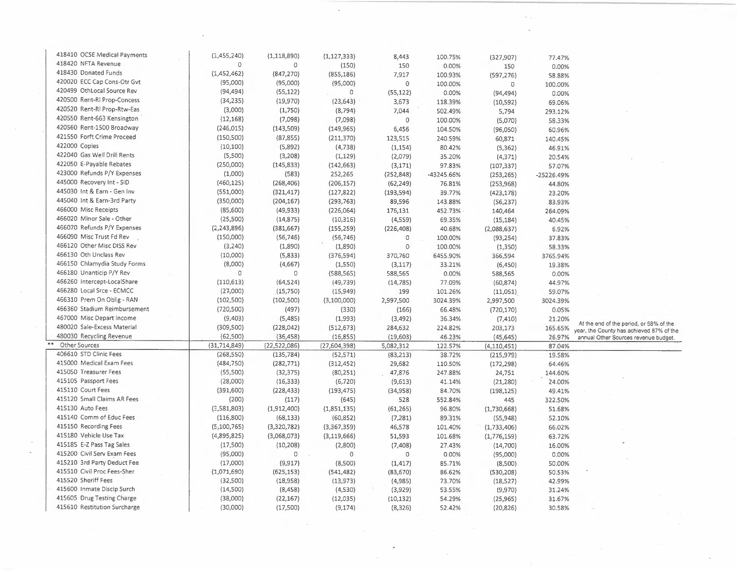| Account | | | | | | | | |
|---|---|---|---|---|---|---|---|---|
| 418410 OCSE Medical Payments | (1,455,240) | (1,118,890) | (1,127,333) | 8,443 | 100.75% | (327,907) | 77.47% | |
| 418420 NFTA Revenue | 0 | 0 | (150) | 150 | 0.00% | 150 | 0.00% | |
| 418430 Donated Funds | (1,452,462) | (847,270) | (855,186) | 7,917 | 100.93% | (597,276) | 58.88% | |
| 420020 ECC Cap Cons-Otr Gvt | (95,000) | (95,000) | (95,000) | 0 | 100.00% | 0 | 100.00% | |
| 420499 OthLocal Source Rev | (94,494) | (55,122) | 0 | (55,122) | 0.00% | (94,494) | 0.00% | |
| 420500 Rent-Rl Prop-Concess | (34,235) | (19,970) | (23,643) | 3,673 | 118.39% | (10,592) | 69.06% | |
| 420520 Rent-Rl Prop-Rtw-Eas | (3,000) | (1,750) | (8,794) | 7,044 | 502.49% | 5,794 | 293.12% | |
| 420550 Rent-663 Kensington | (12,168) | (7,098) | (7,098) | 0 | 100.00% | (5,070) | 58.33% | |
| 420560 Rent-1500 Broadway | (246,015) | (143,509) | (149,965) | 6,456 | 104.50% | (96,050) | 60.96% | |
| 421550 Forft Crime Proceed | (150,500) | (87,855) | (211,370) | 123,515 | 240.59% | 60,871 | 140.45% | |
| 422000 Copies | (10,100) | (5,892) | (4,738) | (1,154) | 80.42% | (5,362) | 46.91% | |
| 422040 Gas Well Drill Rents | (5,500) | (3,208) | (1,129) | (2,079) | 35.20% | (4,371) | 20.54% | |
| 422050 E-Payable Rebates | (250,000) | (145,833) | (142,663) | (3,171) | 97.83% | (107,337) | 57.07% | |
| 423000 Refunds P/Y Expenses | (1,000) | (583) | 252,265 | (252,848) | -43245.66% | (253,265) | -25226.49% | |
| 445000 Recovery Int - SID | (460,125) | (268,406) | (206,157) | (62,249) | 76.81% | (253,968) | 44.80% | |
| 445030 Int & Earn - Gen Inv | (551,000) | (321,417) | (127,822) | (193,594) | 39.77% | (423,178) | 23.20% | |
| 445040 Int & Earn-3rd Party | (350,000) | (204,167) | (293,763) | 89,596 | 143.88% | (56,237) | 83.93% | |
| 466000 Misc Receipts | (85,600) | (49,933) | (226,064) | 176,131 | 452.73% | 140,464 | 264.09% | |
| 466020 Minor Sale - Other | (25,500) | (14,875) | (10,316) | (4,559) | 69.35% | (15,184) | 40.45% | |
| 466070 Refunds P/Y Expenses | (2,243,896) | (381,667) | (155,259) | (226,408) | 40.68% | (2,088,637) | 6.92% | |
| 466090 Misc Trust Fd Rev | (150,000) | (56,746) | (56,746) | 0 | 100.00% | (93,254) | 37.83% | |
| 466120 Other Misc DISS Rev | (3,240) | (1,890) | (1,890) | 0 | 100.00% | (1,350) | 58.33% | |
| 466130 Oth Unclass Rev | (10,000) | (5,833) | (376,594) | 370,760 | 6455.90% | 366,594 | 3765.94% | |
| 466150 Chlamydia Study Forms | (8,000) | (4,667) | (1,550) | (3,117) | 33.21% | (6,450) | 19.38% | |
| 466180 Unanticip P/Y Rev | 0 | 0 | (588,565) | 588,565 | 0.00% | 588,565 | 0.00% | |
| 466260 Intercept-LocalShare | (110,613) | (64,524) | (49,739) | (14,785) | 77.09% | (60,874) | 44.97% | |
| 466280 Local Srce - ECMCC | (27,000) | (15,750) | (15,949) | 199 | 101.26% | (11,051) | 59.07% | |
| 466310 Prem On Oblig - RAN | (102,500) | (102,500) | (3,100,000) | 2,997,500 | 3024.39% | 2,997,500 | 3024.39% | |
| 466360 Stadium Reimbursement | (720,500) | (497) | (330) | (166) | 66.48% | (720,170) | 0.05% | |
| 467000 Misc Depart Income | (9,403) | (5,485) | (1,993) | (3,492) | 36.34% | (7,410) | 21.20% | |
| 480020 Sale-Excess Material | (309,500) | (228,042) | (512,673) | 284,632 | 224.82% | 203,173 | 165.65% | At the end of the period, or 58% of the year, the County has achieved 87% of the annual Other Sources revenue budget. |
| 480030 Recycling Revenue | (62,500) | (36,458) | (16,855) | (19,603) | 46.23% | (45,645) | 26.97% | |
| ** Other Sources | (31,714,849) | (22,522,086) | (27,604,398) | 5,082,312 | 122.57% | (4,110,451) | 87.04% | |
| 406610 STD Clinic Fees | (268,550) | (135,784) | (52,571) | (83,213) | 38.72% | (215,979) | 19.58% | |
| 415000 Medical Exam Fees | (484,750) | (282,771) | (312,452) | 29,682 | 110.50% | (172,298) | 64.46% | |
| 415050 Treasurer Fees | (55,500) | (32,375) | (80,251) | 47,876 | 247.88% | 24,751 | 144.60% | |
| 415105 Passport Fees | (28,000) | (16,333) | (6,720) | (9,613) | 41.14% | (21,280) | 24.00% | |
| 415110 Court Fees | (391,600) | (228,433) | (193,475) | (34,958) | 84.70% | (198,125) | 49.41% | |
| 415120 Small Claims AR Fees | (200) | (117) | (645) | 528 | 552.84% | 445 | 322.50% | |
| 415130 Auto Fees | (3,581,803) | (1,912,400) | (1,851,135) | (61,265) | 96.80% | (1,730,668) | 51.68% | |
| 415140 Comm of Educ Fees | (116,800) | (68,133) | (60,852) | (7,281) | 89.31% | (55,948) | 52.10% | |
| 415150 Recording Fees | (5,100,765) | (3,320,782) | (3,367,359) | 46,578 | 101.40% | (1,733,406) | 66.02% | |
| 415180 Vehicle Use Tax | (4,895,825) | (3,068,073) | (3,119,666) | 51,593 | 101.68% | (1,776,159) | 63.72% | |
| 415185 E-Z Pass Tag Sales | (17,500) | (10,208) | (2,800) | (7,408) | 27.43% | (14,700) | 16.00% | |
| 415200 Civil Serv Exam Fees | (95,000) | 0 | 0 | 0 | 0.00% | (95,000) | 0.00% | |
| 415210 3rd Party Deduct Fee | (17,000) | (9,917) | (8,500) | (1,417) | 85.71% | (8,500) | 50.00% | |
| 415510 Civil Proc Fees-Sher | (1,071,690) | (625,153) | (541,482) | (83,670) | 86.62% | (530,208) | 50.53% | |
| 415520 Sheriff Fees | (32,500) | (18,958) | (13,973) | (4,985) | 73.70% | (18,527) | 42.99% | |
| 415600 Inmate Discip Surch | (14,500) | (8,458) | (4,530) | (3,929) | 53.55% | (9,970) | 31.24% | |
| 415605 Drug Testing Charge | (38,000) | (22,167) | (12,035) | (10,132) | 54.29% | (25,965) | 31.67% | |
| 415610 Restitution Surcharge | (30,000) | (17,500) | (9,174) | (8,326) | 52.42% | (20,826) | 30.58% | |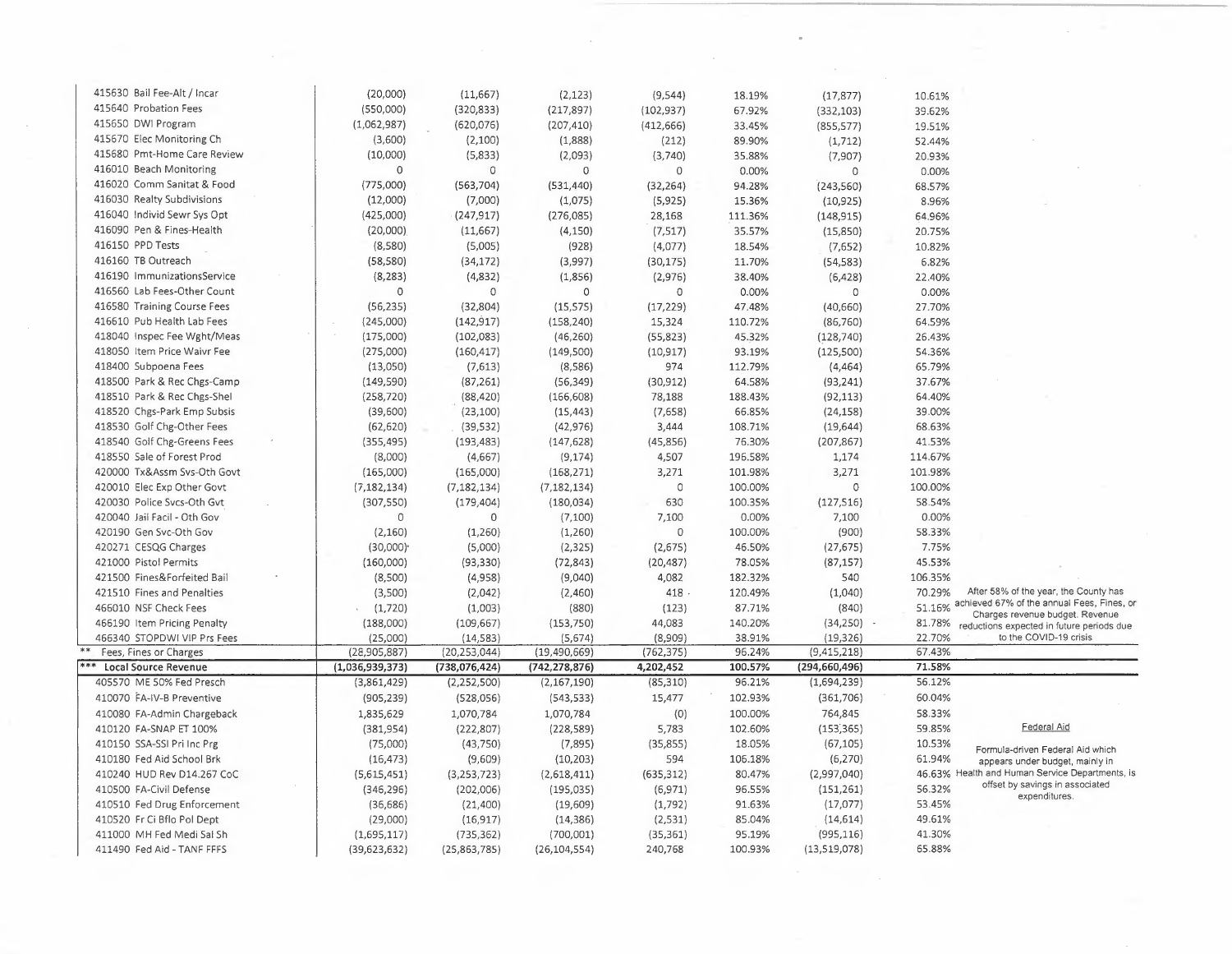| Account | | | | | | | | |
|---|---|---|---|---|---|---|---|---|
| 415630 Bail Fee-Alt / Incar | (20,000) | (11,667) | (2,123) | (9,544) | 18.19% | (17,877) | 10.61% | |
| 415640 Probation Fees | (550,000) | (320,833) | (217,897) | (102,937) | 67.92% | (332,103) | 39.62% | |
| 415650 DWI Program | (1,062,987) | (620,076) | (207,410) | (412,666) | 33.45% | (855,577) | 19.51% | |
| 415670 Elec Monitoring Ch | (3,600) | (2,100) | (1,888) | (212) | 89.90% | (1,712) | 52.44% | |
| 415680 Pmt-Home Care Review | (10,000) | (5,833) | (2,093) | (3,740) | 35.88% | (7,907) | 20.93% | |
| 416010 Beach Monitoring | 0 | 0 | 0 | 0 | 0.00% | 0 | 0.00% | |
| 416020 Comm Sanitat & Food | (775,000) | (563,704) | (531,440) | (32,264) | 94.28% | (243,560) | 68.57% | |
| 416030 Realty Subdivisions | (12,000) | (7,000) | (1,075) | (5,925) | 15.36% | (10,925) | 8.96% | |
| 416040 Individ Sewr Sys Opt | (425,000) | (247,917) | (276,085) | 28,168 | 111.36% | (148,915) | 64.96% | |
| 416090 Pen & Fines-Health | (20,000) | (11,667) | (4,150) | (7,517) | 35.57% | (15,850) | 20.75% | |
| 416150 PPD Tests | (8,580) | (5,005) | (928) | (4,077) | 18.54% | (7,652) | 10.82% | |
| 416160 TB Outreach | (58,580) | (34,172) | (3,997) | (30,175) | 11.70% | (54,583) | 6.82% | |
| 416190 ImmunizationsService | (8,283) | (4,832) | (1,856) | (2,976) | 38.40% | (6,428) | 22.40% | |
| 416560 Lab Fees-Other Count | 0 | 0 | 0 | 0 | 0.00% | 0 | 0.00% | |
| 416580 Training Course Fees | (56,235) | (32,804) | (15,575) | (17,229) | 47.48% | (40,660) | 27.70% | |
| 416610 Pub Health Lab Fees | (245,000) | (142,917) | (158,240) | 15,324 | 110.72% | (86,760) | 64.59% | |
| 418040 Inspec Fee Wght/Meas | (175,000) | (102,083) | (46,260) | (55,823) | 45.32% | (128,740) | 26.43% | |
| 418050 Item Price Waivr Fee | (275,000) | (160,417) | (149,500) | (10,917) | 93.19% | (125,500) | 54.36% | |
| 418400 Subpoena Fees | (13,050) | (7,613) | (8,586) | 974 | 112.79% | (4,464) | 65.79% | |
| 418500 Park & Rec Chgs-Camp | (149,590) | (87,261) | (56,349) | (30,912) | 64.58% | (93,241) | 37.67% | |
| 418510 Park & Rec Chgs-Shel | (258,720) | (88,420) | (166,608) | 78,188 | 188.43% | (92,113) | 64.40% | |
| 418520 Chgs-Park Emp Subsis | (39,600) | (23,100) | (15,443) | (7,658) | 66.85% | (24,158) | 39.00% | |
| 418530 Golf Chg-Other Fees | (62,620) | (39,532) | (42,976) | 3,444 | 108.71% | (19,644) | 68.63% | |
| 418540 Golf Chg-Greens Fees | (355,495) | (193,483) | (147,628) | (45,856) | 76.30% | (207,867) | 41.53% | |
| 418550 Sale of Forest Prod | (8,000) | (4,667) | (9,174) | 4,507 | 196.58% | 1,174 | 114.67% | |
| 420000 Tx&Assm Svs-Oth Govt | (165,000) | (165,000) | (168,271) | 3,271 | 101.98% | 3,271 | 101.98% | |
| 420010 Elec Exp Other Govt | (7,182,134) | (7,182,134) | (7,182,134) | 0 | 100.00% | 0 | 100.00% | |
| 420030 Police Svcs-Oth Gvt | (307,550) | (179,404) | (180,034) | 630 | 100.35% | (127,516) | 58.54% | |
| 420040 Jail Facil - Oth Gov | 0 | 0 | (7,100) | 7,100 | 0.00% | 7,100 | 0.00% | |
| 420190 Gen Svc-Oth Gov | (2,160) | (1,260) | (1,260) | 0 | 100.00% | (900) | 58.33% | |
| 420271 CESQG Charges | (30,000) | (5,000) | (2,325) | (2,675) | 46.50% | (27,675) | 7.75% | |
| 421000 Pistol Permits | (160,000) | (93,330) | (72,843) | (20,487) | 78.05% | (87,157) | 45.53% | |
| 421500 Fines&Forfeited Bail | (8,500) | (4,958) | (9,040) | 4,082 | 182.32% | 540 | 106.35% | |
| 421510 Fines and Penalties | (3,500) | (2,042) | (2,460) | 418 | 120.49% | (1,040) | 70.29% | After 58% of the year, the County has achieved 67% of the annual Fees, Fines, or Charges revenue budget. Revenue reductions expected in future periods due to the COVID-19 crisis |
| 466010 NSF Check Fees | (1,720) | (1,003) | (880) | (123) | 87.71% | (840) | 51.16% | |
| 466190 Item Pricing Penalty | (188,000) | (109,667) | (153,750) | 44,083 | 140.20% | (34,250) | 81.78% | |
| 466340 STOPDWI VIP Prs Fees | (25,000) | (14,583) | (5,674) | (8,909) | 38.91% | (19,326) | 22.70% | |
| ** Fees, Fines or Charges | (28,905,887) | (20,253,044) | (19,490,669) | (762,375) | 96.24% | (9,415,218) | 67.43% | |
| *** Local Source Revenue | (1,036,939,373) | (738,076,424) | (742,278,876) | 4,202,452 | 100.57% | (294,660,496) | 71.58% | |
| 405570 ME 50% Fed Presch | (3,861,429) | (2,252,500) | (2,167,190) | (85,310) | 96.21% | (1,694,239) | 56.12% | |
| 410070 FA-IV-B Preventive | (905,239) | (528,056) | (543,533) | 15,477 | 102.93% | (361,706) | 60.04% | |
| 410080 FA-Admin Chargeback | 1,835,629 | 1,070,784 | 1,070,784 | (0) | 100.00% | 764,845 | 58.33% | |
| 410120 FA-SNAP ET 100% | (381,954) | (222,807) | (228,589) | 5,783 | 102.60% | (153,365) | 59.85% | **Federal Aid** |
| 410150 SSA-SSI Pri Inc Prg | (75,000) | (43,750) | (7,895) | (35,855) | 18.05% | (67,105) | 10.53% | Formula-driven Federal Aid which appears under budget, mainly in Health and Human Service Departments, is offset by savings in associated expenditures. |
| 410180 Fed Aid School Brk | (16,473) | (9,609) | (10,203) | 594 | 106.18% | (6,270) | 61.94% | |
| 410240 HUD Rev D14.267 CoC | (5,615,451) | (3,253,723) | (2,618,411) | (635,312) | 80.47% | (2,997,040) | 46.63% | |
| 410500 FA-Civil Defense | (346,296) | (202,006) | (195,035) | (6,971) | 96.55% | (151,261) | 56.32% | |
| 410510 Fed Drug Enforcement | (36,686) | (21,400) | (19,609) | (1,792) | 91.63% | (17,077) | 53.45% | |
| 410520 Fr Ci Bflo Pol Dept | (29,000) | (16,917) | (14,386) | (2,531) | 85.04% | (14,614) | 49.61% | |
| 411000 MH Fed Medi Sal Sh | (1,695,117) | (735,362) | (700,001) | (35,361) | 95.19% | (995,116) | 41.30% | |
| 411490 Fed Aid - TANF FFFS | (39,623,632) | (25,863,785) | (26,104,554) | 240,768 | 100.93% | (13,519,078) | 65.88% | |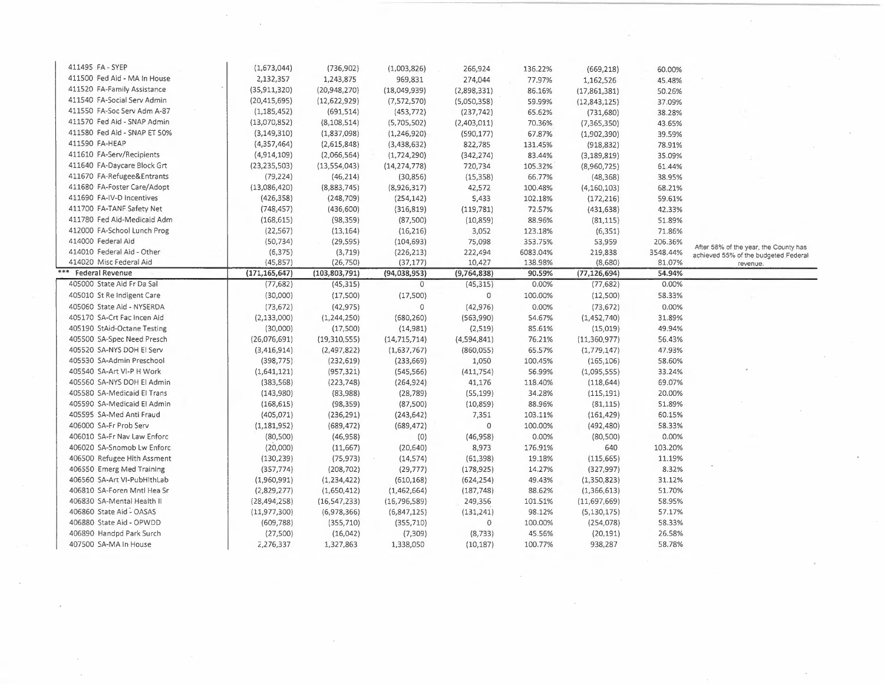| Account | | | | | | | | |
|---|---|---|---|---|---|---|---|---|
| 411495 FA - SYEP | (1,673,044) | (736,902) | (1,003,826) | 266,924 | 136.22% | (669,218) | 60.00% | |
| 411500 Fed Aid - MA In House | 2,132,357 | 1,243,875 | 969,831 | 274,044 | 77.97% | 1,162,526 | 45.48% | |
| 411520 FA-Family Assistance | (35,911,320) | (20,948,270) | (18,049,939) | (2,898,331) | 86.16% | (17,861,381) | 50.26% | |
| 411540 FA-Social Serv Admin | (20,415,695) | (12,622,929) | (7,572,570) | (5,050,358) | 59.99% | (12,843,125) | 37.09% | |
| 411550 FA-Soc Serv Adm A-87 | (1,185,452) | (691,514) | (453,772) | (237,742) | 65.62% | (731,680) | 38.28% | |
| 411570 Fed Aid - SNAP Admin | (13,070,852) | (8,108,514) | (5,705,502) | (2,403,011) | 70.36% | (7,365,350) | 43.65% | |
| 411580 Fed Aid - SNAP ET 50% | (3,149,310) | (1,837,098) | (1,246,920) | (590,177) | 67.87% | (1,902,390) | 39.59% | |
| 411590 FA-HEAP | (4,357,464) | (2,615,848) | (3,438,632) | 822,785 | 131.45% | (918,832) | 78.91% | |
| 411610 FA-Serv/Recipients | (4,914,109) | (2,066,564) | (1,724,290) | (342,274) | 83.44% | (3,189,819) | 35.09% | |
| 411640 FA-Daycare Block Grt | (23,235,503) | (13,554,043) | (14,274,778) | 720,734 | 105.32% | (8,960,725) | 61.44% | |
| 411670 FA-Refugee&Entrants | (79,224) | (46,214) | (30,856) | (15,358) | 66.77% | (48,368) | 38.95% | |
| 411680 FA-Foster Care/Adopt | (13,086,420) | (8,883,745) | (8,926,317) | 42,572 | 100.48% | (4,160,103) | 68.21% | |
| 411690 FA-IV-D Incentives | (426,358) | (248,709) | (254,142) | 5,433 | 102.18% | (172,216) | 59.61% | |
| 411700 FA-TANF Safety Net | (748,457) | (436,600) | (316,819) | (119,781) | 72.57% | (431,638) | 42.33% | |
| 411780 Fed Aid-Medicaid Adm | (168,615) | (98,359) | (87,500) | (10,859) | 88.96% | (81,115) | 51.89% | |
| 412000 FA-School Lunch Prog | (22,567) | (13,164) | (16,216) | 3,052 | 123.18% | (6,351) | 71.86% | |
| 414000 Federal Aid | (50,734) | (29,595) | (104,693) | 75,098 | 353.75% | 53,959 | 206.36% | |
| 414010 Federal Aid - Other | (6,375) | (3,719) | (226,213) | 222,494 | 6083.04% | 219,838 | 3548.44% | After 58% of the year, the County has achieved 55% of the budgeted Federal revenue. |
| 414020 Misc Federal Aid | (45,857) | (26,750) | (37,177) | 10,427 | 138.98% | (8,680) | 81.07% | |
| *** Federal Revenue | **(171,165,647)** | **(103,803,791)** | **(94,038,953)** | **(9,764,838)** | **90.59%** | **(77,126,694)** | **54.94%** | |
| 405000 State Aid Fr Da Sal | (77,682) | (45,315) | 0 | (45,315) | 0.00% | (77,682) | 0.00% | |
| 405010 St Re Indigent Care | (30,000) | (17,500) | (17,500) | 0 | 100.00% | (12,500) | 58.33% | |
| 405060 State Aid - NYSERDA | (73,672) | (42,975) | 0 | (42,976) | 0.00% | (73,672) | 0.00% | |
| 405170 SA-Crt Fac Incen Aid | (2,133,000) | (1,244,250) | (680,260) | (563,990) | 54.67% | (1,452,740) | 31.89% | |
| 405190 StAid-Octane Testing | (30,000) | (17,500) | (14,981) | (2,519) | 85.61% | (15,019) | 49.94% | |
| 405500 SA-Spec Need Presch | (26,076,691) | (19,310,555) | (14,715,714) | (4,594,841) | 76.21% | (11,360,977) | 56.43% | |
| 405520 SA-NYS DOH EI Serv | (3,416,914) | (2,497,822) | (1,637,767) | (860,055) | 65.57% | (1,779,147) | 47.93% | |
| 405530 SA-Admin Preschool | (398,775) | (232,619) | (233,669) | 1,050 | 100.45% | (165,106) | 58.60% | |
| 405540 SA-Art VI-P H Work | (1,641,121) | (957,321) | (545,566) | (411,754) | 56.99% | (1,095,555) | 33.24% | |
| 405560 SA-NYS DOH EI Admin | (383,568) | (223,748) | (264,924) | 41,176 | 118.40% | (118,644) | 69.07% | |
| 405580 SA-Medicaid EI Trans | (143,980) | (83,988) | (28,789) | (55,199) | 34.28% | (115,191) | 20.00% | |
| 405590 SA-Medicaid EI Admin | (168,615) | (98,359) | (87,500) | (10,859) | 88.96% | (81,115) | 51.89% | |
| 405595 SA-Med Anti Fraud | (405,071) | (236,291) | (243,642) | 7,351 | 103.11% | (161,429) | 60.15% | |
| 406000 SA-Fr Prob Serv | (1,181,952) | (689,472) | (689,472) | 0 | 100.00% | (492,480) | 58.33% | |
| 406010 SA-Fr Nav Law Enforc | (80,500) | (46,958) | (0) | (46,958) | 0.00% | (80,500) | 0.00% | |
| 406020 SA-Snomob Lw Enforc | (20,000) | (11,667) | (20,640) | 8,973 | 176.91% | 640 | 103.20% | |
| 406500 Refugee Hlth Assment | (130,239) | (75,973) | (14,574) | (61,398) | 19.18% | (115,665) | 11.19% | |
| 406550 Emerg Med Training | (357,774) | (208,702) | (29,777) | (178,925) | 14.27% | (327,997) | 8.32% | |
| 406560 SA-Art VI-PubHlthLab | (1,960,991) | (1,234,422) | (610,168) | (624,254) | 49.43% | (1,350,823) | 31.12% | |
| 406810 SA-Foren Mntl Hea Sr | (2,829,277) | (1,650,412) | (1,462,664) | (187,748) | 88.62% | (1,366,613) | 51.70% | |
| 406830 SA-Mental Health II | (28,494,258) | (16,547,233) | (16,796,589) | 249,356 | 101.51% | (11,697,669) | 58.95% | |
| 406860 State Aid - OASAS | (11,977,300) | (6,978,366) | (6,847,125) | (131,241) | 98.12% | (5,130,175) | 57.17% | |
| 406880 State Aid - OPWDD | (609,788) | (355,710) | (355,710) | 0 | 100.00% | (254,078) | 58.33% | |
| 406890 Handpd Park Surch | (27,500) | (16,042) | (7,309) | (8,733) | 45.56% | (20,191) | 26.58% | |
| 407500 SA-MA In House | 2,276,337 | 1,327,863 | 1,338,050 | (10,187) | 100.77% | 938,287 | 58.78% | |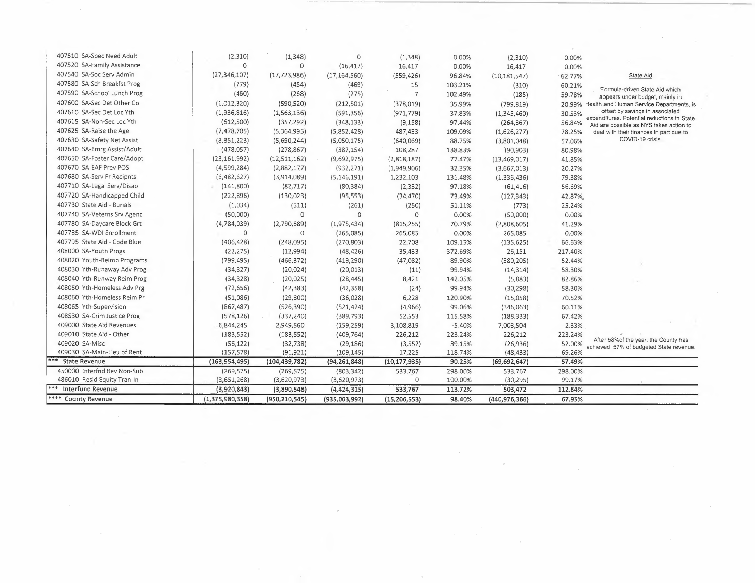| Account | | | | | | | | Notes |
|---|---|---|---|---|---|---|---|---|
| 407510 SA-Spec Need Adult | (2,310) | (1,348) | 0 | (1,348) | 0.00% | (2,310) | 0.00% | |
| 407520 SA-Family Assistance | 0 | 0 | (16,417) | 16,417 | 0.00% | 16,417 | 0.00% | |
| 407540 SA-Soc Serv Admin | (27,346,107) | (17,723,986) | (17,164,560) | (559,426) | 96.84% | (10,181,547) | 62.77% | State Aid |
| 407580 SA-Sch Breakfst Prog | (779) | (454) | (469) | 15 | 103.21% | (310) | 60.21% | Formula-driven State Aid which appears under budget, mainly in Health and Human Service Departments, is offset by savings in associated expenditures. Potential reductions in State Aid are possible as NYS takes action to deal with their finances in part due to COVID-19 crisis. |
| 407590 SA-School Lunch Prog | (460) | (268) | (275) | 7 | 102.49% | (185) | 59.78% | |
| 407600 SA-Sec Det Other Co | (1,012,320) | (590,520) | (212,501) | (378,019) | 35.99% | (799,819) | 20.99% | |
| 407610 SA-Sec Det Loc Yth | (1,936,816) | (1,563,136) | (591,356) | (971,779) | 37.83% | (1,345,460) | 30.53% | |
| 407615 SA-Non-Sec Loc Yth | (612,500) | (357,292) | (348,133) | (9,158) | 97.44% | (264,367) | 56.84% | |
| 407625 SA-Raise the Age | (7,478,705) | (5,364,995) | (5,852,428) | 487,433 | 109.09% | (1,626,277) | 78.25% | |
| 407630 SA-Safety Net Assist | (8,851,223) | (5,690,244) | (5,050,175) | (640,069) | 88.75% | (3,801,048) | 57.06% | |
| 407640 SA-Emrg Assist/Adult | (478,057) | (278,867) | (387,154) | 108,287 | 138.83% | (90,903) | 80.98% | |
| 407650 SA-Foster Care/Adopt | (23,161,992) | (12,511,162) | (9,692,975) | (2,818,187) | 77.47% | (13,469,017) | 41.85% | |
| 407670 SA-EAF Prev POS | (4,599,284) | (2,882,177) | (932,271) | (1,949,906) | 32.35% | (3,667,013) | 20.27% | |
| 407680 SA-Serv Fr Recipnts | (6,482,627) | (3,914,089) | (5,146,191) | 1,232,103 | 131.48% | (1,336,436) | 79.38% | |
| 407710 SA-Legal Serv/Disab | (141,800) | (82,717) | (80,384) | (2,332) | 97.18% | (61,416) | 56.69% | |
| 407720 SA-Handicapped Child | (222,896) | (130,023) | (95,553) | (34,470) | 73.49% | (127,343) | 42.87% | |
| 407730 State Aid - Burials | (1,034) | (511) | (261) | (250) | 51.11% | (773) | 25.24% | |
| 407740 SA-Veterns Srv Agenc | (50,000) | 0 | 0 | 0 | 0.00% | (50,000) | 0.00% | |
| 407780 SA-Daycare Block Grt | (4,784,039) | (2,790,689) | (1,975,434) | (815,255) | 70.79% | (2,808,605) | 41.29% | |
| 407785 SA-WDI Enrollment | 0 | 0 | (265,085) | 265,085 | 0.00% | 265,085 | 0.00% | |
| 407795 State Aid - Code Blue | (406,428) | (248,095) | (270,803) | 22,708 | 109.15% | (135,625) | 66.63% | |
| 408000 SA-Youth Progs | (22,275) | (12,994) | (48,426) | 35,433 | 372.69% | 26,151 | 217.40% | |
| 408020 Youth-Reimb Programs | (799,495) | (466,372) | (419,290) | (47,082) | 89.90% | (380,205) | 52.44% | |
| 408030 Yth-Runaway Adv Prog | (34,327) | (20,024) | (20,013) | (11) | 99.94% | (14,314) | 58.30% | |
| 408040 Yth-Runway Reim Prog | (34,328) | (20,025) | (28,445) | 8,421 | 142.05% | (5,883) | 82.86% | |
| 408050 Yth-Homeless Adv Prg | (72,656) | (42,383) | (42,358) | (24) | 99.94% | (30,298) | 58.30% | |
| 408060 Yth-Homeless Reim Pr | (51,086) | (29,800) | (36,028) | 6,228 | 120.90% | (15,058) | 70.52% | |
| 408065 Yth-Supervision | (867,487) | (526,390) | (521,424) | (4,966) | 99.06% | (346,063) | 60.11% | |
| 408530 SA-Crim Justice Prog | (578,126) | (337,240) | (389,793) | 52,553 | 115.58% | (188,333) | 67.42% | |
| 409000 State Aid Revenues | 6,844,245 | 2,949,560 | (159,259) | 3,108,819 | -5.40% | 7,003,504 | -2.33% | |
| 409010 State Aid - Other | (183,552) | (183,552) | (409,764) | 226,212 | 223.24% | 226,212 | 223.24% | |
| 409020 SA-Misc | (56,122) | (32,738) | (29,186) | (3,552) | 89.15% | (26,936) | 52.00% | After 58% of the year, the County has achieved 57% of budgeted State revenue. |
| 409030 SA-Main-Lieu of Rent | (157,578) | (91,921) | (109,145) | 17,225 | 118.74% | (48,433) | 69.26% | |
| **\*\*\* State Revenue** | **(163,954,495)** | **(104,439,782)** | **(94,261,848)** | **(10,177,935)** | **90.25%** | **(69,692,647)** | **57.49%** | |
| 450000 Interfnd Rev Non-Sub | (269,575) | (269,575) | (803,342) | 533,767 | 298.00% | 533,767 | 298.00% | |
| 486010 Resid Equity Tran-In | (3,651,268) | (3,620,973) | (3,620,973) | 0 | 100.00% | (30,295) | 99.17% | |
| **\*\*\* Interfund Revenue** | **(3,920,843)** | **(3,890,548)** | **(4,424,315)** | **533,767** | **113.72%** | **503,472** | **112.84%** | |
| **\*\*\*\* County Revenue** | **(1,375,980,358)** | **(950,210,545)** | **(935,003,992)** | **(15,206,553)** | **98.40%** | **(440,976,366)** | **67.95%** | |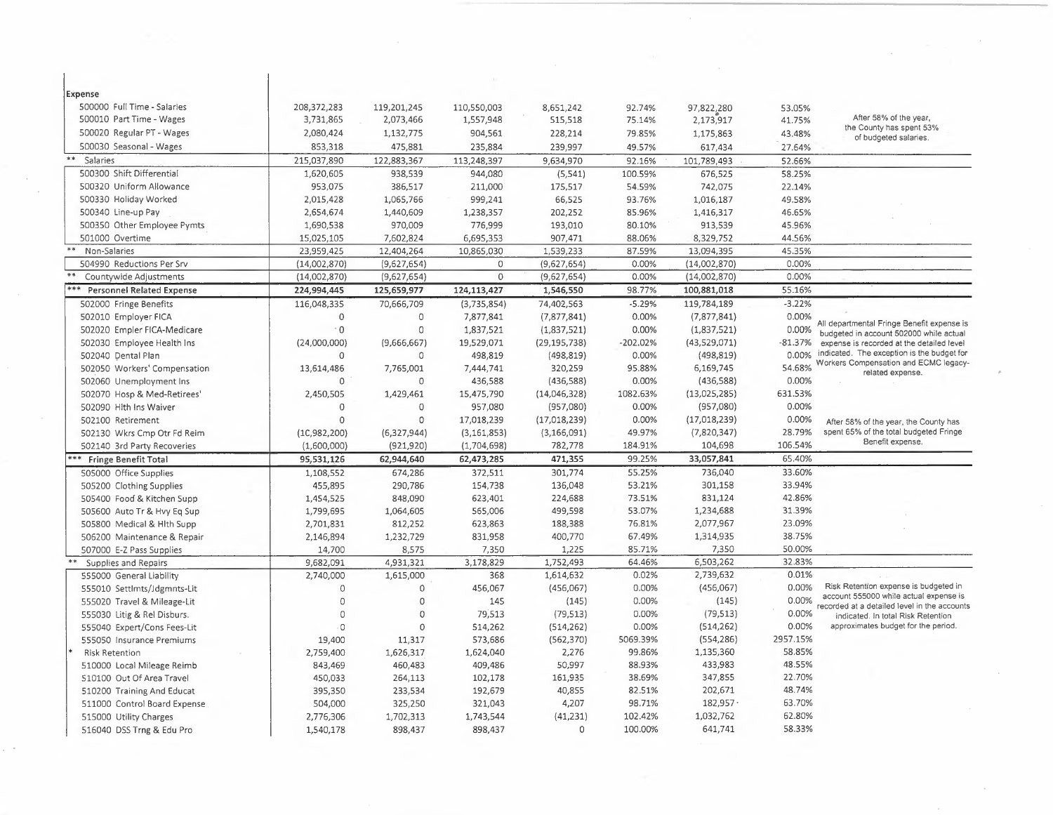| Expense | | | | | | | | |
|---|---|---|---|---|---|---|---|---|
| 500000 Full Time - Salaries | 208,372,283 | 119,201,245 | 110,550,003 | 8,651,242 | 92.74% | 97,822,280 | 53.05% | After 58% of the year, the County has spent 53% of budgeted salaries. |
| 500010 Part Time - Wages | 3,731,865 | 2,073,466 | 1,557,948 | 515,518 | 75.14% | 2,173,917 | 41.75% | |
| 500020 Regular PT - Wages | 2,080,424 | 1,132,775 | 904,561 | 228,214 | 79.85% | 1,175,863 | 43.48% | |
| 500030 Seasonal - Wages | 853,318 | 475,881 | 235,884 | 239,997 | 49.57% | 617,434 | 27.64% | |
| ** Salaries | 215,037,890 | 122,883,367 | 113,248,397 | 9,634,970 | 92.16% | 101,789,493 | 52.66% | |
| 500300 Shift Differential | 1,620,605 | 938,539 | 944,080 | (5,541) | 100.59% | 676,525 | 58.25% | |
| 500320 Uniform Allowance | 953,075 | 386,517 | 211,000 | 175,517 | 54.59% | 742,075 | 22.14% | |
| 500330 Holiday Worked | 2,015,428 | 1,065,766 | 999,241 | 66,525 | 93.76% | 1,016,187 | 49.58% | |
| 500340 Line-up Pay | 2,654,674 | 1,440,609 | 1,238,357 | 202,252 | 85.96% | 1,416,317 | 46.65% | |
| 500350 Other Employee Pymts | 1,690,538 | 970,009 | 776,999 | 193,010 | 80.10% | 913,539 | 45.96% | |
| 501000 Overtime | 15,025,105 | 7,602,824 | 6,695,353 | 907,471 | 88.06% | 8,329,752 | 44.56% | |
| ** Non-Salaries | 23,959,425 | 12,404,264 | 10,865,030 | 1,539,233 | 87.59% | 13,094,395 | 45.35% | |
| 504990 Reductions Per Srv | (14,002,870) | (9,627,654) | 0 | (9,627,654) | 0.00% | (14,002,870) | 0.00% | |
| ** Countywide Adjustments | (14,002,870) | (9,627,654) | 0 | (9,627,654) | 0.00% | (14,002,870) | 0.00% | |
| *** Personnel Related Expense | 224,994,445 | 125,659,977 | 124,113,427 | 1,546,550 | 98.77% | 100,881,018 | 55.16% | |
| 502000 Fringe Benefits | 116,048,335 | 70,666,709 | (3,735,854) | 74,402,563 | -5.29% | 119,784,189 | -3.22% | All departmental Fringe Benefit expense is budgeted in account 502000 while actual expense is recorded at the detailed level indicated. The exception is the budget for Workers Compensation and ECMC legacy-related expense. |
| 502010 Employer FICA | 0 | 0 | 7,877,841 | (7,877,841) | 0.00% | (7,877,841) | 0.00% | |
| 502020 Emplr FICA-Medicare | 0 | 0 | 1,837,521 | (1,837,521) | 0.00% | (1,837,521) | 0.00% | |
| 502030 Employee Health Ins | (24,000,000) | (9,666,667) | 19,529,071 | (29,195,738) | -202.02% | (43,529,071) | -81.37% | |
| 502040 Dental Plan | 0 | 0 | 498,819 | (498,819) | 0.00% | (498,819) | 0.00% | |
| 502050 Workers' Compensation | 13,614,486 | 7,765,001 | 7,444,741 | 320,259 | 95.88% | 6,169,745 | 54.68% | |
| 502060 Unemployment Ins | 0 | 0 | 436,588 | (436,588) | 0.00% | (436,588) | 0.00% | |
| 502070 Hosp & Med-Retirees' | 2,450,505 | 1,429,461 | 15,475,790 | (14,046,328) | 1082.63% | (13,025,285) | 631.53% | |
| 502090 Hlth Ins Waiver | 0 | 0 | 957,080 | (957,080) | 0.00% | (957,080) | 0.00% | |
| 502100 Retirement | 0 | 0 | 17,018,239 | (17,018,239) | 0.00% | (17,018,239) | 0.00% | After 58% of the year, the County has spent 65% of the total budgeted Fringe Benefit expense. |
| 502130 Wkrs Cmp Otr Fd Reim | (10,982,200) | (6,327,944) | (3,161,853) | (3,166,091) | 49.97% | (7,820,347) | 28.79% | |
| 502140 3rd Party Recoveries | (1,600,000) | (921,920) | (1,704,698) | 782,778 | 184.91% | 104,698 | 106.54% | |
| *** Fringe Benefit Total | 95,531,126 | 62,944,640 | 62,473,285 | 471,355 | 99.25% | 33,057,841 | 65.40% | |
| 505000 Office Supplies | 1,108,552 | 674,286 | 372,511 | 301,774 | 55.25% | 736,040 | 33.60% | |
| 505200 Clothing Supplies | 455,895 | 290,786 | 154,738 | 136,048 | 53.21% | 301,158 | 33.94% | |
| 505400 Food & Kitchen Supp | 1,454,525 | 848,090 | 623,401 | 224,688 | 73.51% | 831,124 | 42.86% | |
| 505600 Auto Tr & Hvy Eq Sup | 1,799,695 | 1,064,605 | 565,006 | 499,598 | 53.07% | 1,234,688 | 31.39% | |
| 505800 Medical & Hlth Supp | 2,701,831 | 812,252 | 623,863 | 188,388 | 76.81% | 2,077,967 | 23.09% | |
| 506200 Maintenance & Repair | 2,146,894 | 1,232,729 | 831,958 | 400,770 | 67.49% | 1,314,935 | 38.75% | |
| 507000 E-Z Pass Supplies | 14,700 | 8,575 | 7,350 | 1,225 | 85.71% | 7,350 | 50.00% | |
| ** Supplies and Repairs | 9,682,091 | 4,931,321 | 3,178,829 | 1,752,493 | 64.46% | 6,503,262 | 32.83% | |
| 555000 General Liability | 2,740,000 | 1,615,000 | 368 | 1,614,632 | 0.02% | 2,739,632 | 0.01% | Risk Retention expense is budgeted in account 555000 while actual expense is recorded at a detailed level in the accounts indicated. In total Risk Retention approximates budget for the period. |
| 555010 Settlmts/Jdgmnts-Lit | 0 | 0 | 456,067 | (456,067) | 0.00% | (456,067) | 0.00% | |
| 555020 Travel & Mileage-Lit | 0 | 0 | 145 | (145) | 0.00% | (145) | 0.00% | |
| 555030 Litig & Rel Disburs. | 0 | 0 | 79,513 | (79,513) | 0.00% | (79,513) | 0.00% | |
| 555040 Expert/Cons Fees-Lit | 0 | 0 | 514,262 | (514,262) | 0.00% | (514,262) | 0.00% | |
| 555050 Insurance Premiums | 19,400 | 11,317 | 573,686 | (562,370) | 5069.39% | (554,286) | 2957.15% | |
| * Risk Retention | 2,759,400 | 1,626,317 | 1,624,040 | 2,276 | 99.86% | 1,135,360 | 58.85% | |
| 510000 Local Mileage Reimb | 843,469 | 460,483 | 409,486 | 50,997 | 88.93% | 433,983 | 48.55% | |
| 510100 Out Of Area Travel | 450,033 | 264,113 | 102,178 | 161,935 | 38.69% | 347,855 | 22.70% | |
| 510200 Training And Educat | 395,350 | 233,534 | 192,679 | 40,855 | 82.51% | 202,671 | 48.74% | |
| 511000 Control Board Expense | 504,000 | 325,250 | 321,043 | 4,207 | 98.71% | 182,957 | 63.70% | |
| 515000 Utility Charges | 2,776,306 | 1,702,313 | 1,743,544 | (41,231) | 102.42% | 1,032,762 | 62.80% | |
| 516040 DSS Trng & Edu Pro | 1,540,178 | 898,437 | 898,437 | 0 | 100.00% | 641,741 | 58.33% | |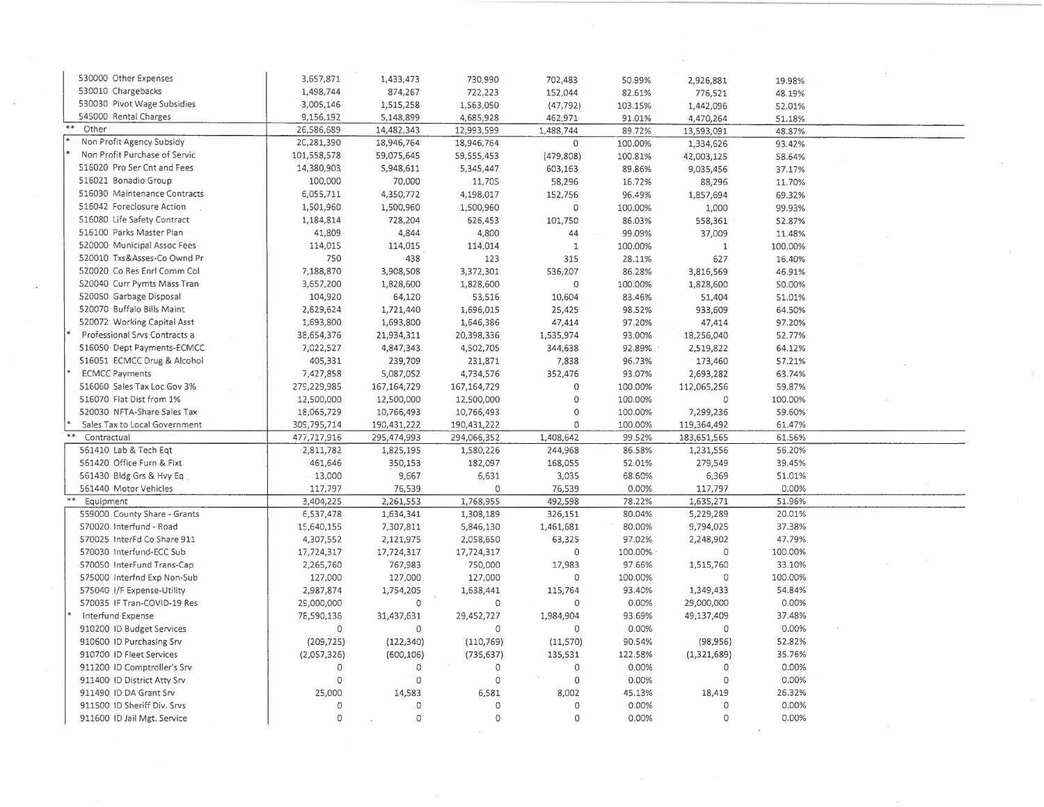| Account | | | | | | | |
|---|---|---|---|---|---|---|---|
| 530000 Other Expenses | 3,657,871 | 1,433,473 | 730,990 | 702,483 | 50.99% | 2,926,881 | 19.98% |
| 530010 Chargebacks | 1,498,744 | 874,267 | 722,223 | 152,044 | 82.61% | 776,521 | 48.19% |
| 530030 Pivot Wage Subsidies | 3,005,146 | 1,515,258 | 1,563,050 | (47,792) | 103.15% | 1,442,096 | 52.01% |
| 545000 Rental Charges | 9,156,192 | 5,148,899 | 4,685,928 | 462,971 | 91.01% | 4,470,264 | 51.18% |
| ** Other | 26,586,689 | 14,482,343 | 12,993,599 | 1,488,744 | 89.72% | 13,593,091 | 48.87% |
| * Non Profit Agency Subsidy | 20,281,390 | 18,946,764 | 18,946,764 | 0 | 100.00% | 1,334,626 | 93.42% |
| * Non Profit Purchase of Servic | 101,558,578 | 59,075,645 | 59,555,453 | (479,808) | 100.81% | 42,003,125 | 58.64% |
| 516020 Pro Ser Cnt and Fees | 14,380,903 | 5,948,611 | 5,345,447 | 603,163 | 89.86% | 9,035,456 | 37.17% |
| 516021 Bonadio Group | 100,000 | 70,000 | 11,705 | 58,296 | 16.72% | 88,296 | 11.70% |
| 516030 Maintenance Contracts | 6,055,711 | 4,350,772 | 4,198,017 | 152,756 | 96.49% | 1,857,694 | 69.32% |
| 516042 Foreclosure Action | 1,501,960 | 1,500,960 | 1,500,960 | 0 | 100.00% | 1,000 | 99.93% |
| 516080 Life Safety Contract | 1,184,814 | 728,204 | 626,453 | 101,750 | 86.03% | 558,361 | 52.87% |
| 516100 Parks Master Plan | 41,809 | 4,844 | 4,800 | 44 | 99.09% | 37,009 | 11.48% |
| 520000 Municipal Assoc Fees | 114,015 | 114,015 | 114,014 | 1 | 100.00% | 1 | 100.00% |
| 520010 Txs&Asses-Co Ownd Pr | 750 | 438 | 123 | 315 | 28.11% | 627 | 16.40% |
| 520020 Co Res Enrl Comm Col | 7,188,870 | 3,908,508 | 3,372,301 | 536,207 | 86.28% | 3,816,569 | 46.91% |
| 520040 Curr Pymts Mass Tran | 3,657,200 | 1,828,600 | 1,828,600 | 0 | 100.00% | 1,828,600 | 50.00% |
| 520050 Garbage Disposal | 104,920 | 64,120 | 53,516 | 10,604 | 83.46% | 51,404 | 51.01% |
| 520070 Buffalo Bills Maint | 2,629,624 | 1,721,440 | 1,696,015 | 25,425 | 98.52% | 933,609 | 64.50% |
| 520072 Working Capital Asst | 1,693,800 | 1,693,800 | 1,646,386 | 47,414 | 97.20% | 47,414 | 97.20% |
| * Professional Srvs Contracts a | 38,654,376 | 21,934,311 | 20,398,336 | 1,535,974 | 93.00% | 18,256,040 | 52.77% |
| 516050 Dept Payments-ECMCC | 7,022,527 | 4,847,343 | 4,502,705 | 344,638 | 92.89% | 2,519,822 | 64.12% |
| 516051 ECMCC Drug & Alcohol | 405,331 | 239,709 | 231,871 | 7,838 | 96.73% | 173,460 | 57.21% |
| * ECMCC Payments | 7,427,858 | 5,087,052 | 4,734,576 | 352,476 | 93.07% | 2,693,282 | 63.74% |
| 516060 Sales Tax Loc Gov 3% | 279,229,985 | 167,164,729 | 167,164,729 | 0 | 100.00% | 112,065,256 | 59.87% |
| 516070 Flat Dist from 1% | 12,500,000 | 12,500,000 | 12,500,000 | 0 | 100.00% | 0 | 100.00% |
| 520030 NFTA-Share Sales Tax | 18,065,729 | 10,766,493 | 10,766,493 | 0 | 100.00% | 7,299,236 | 59.60% |
| * Sales Tax to Local Government | 309,795,714 | 190,431,222 | 190,431,222 | 0 | 100.00% | 119,364,492 | 61.47% |
| ** Contractual | 477,717,916 | 295,474,993 | 294,066,352 | 1,408,642 | 99.52% | 183,651,565 | 61.56% |
| 561410 Lab & Tech Eqt | 2,811,782 | 1,825,195 | 1,580,226 | 244,968 | 86.58% | 1,231,556 | 56.20% |
| 561420 Office Furn & Fixt | 461,646 | 350,153 | 182,097 | 168,055 | 52.01% | 279,549 | 39.45% |
| 561430 Bldg Grs & Hvy Eq | 13,000 | 9,667 | 6,631 | 3,035 | 68.60% | 6,369 | 51.01% |
| 561440 Motor Vehicles | 117,797 | 76,539 | 0 | 76,539 | 0.00% | 117,797 | 0.00% |
| ** Equipment | 3,404,225 | 2,261,553 | 1,768,955 | 492,598 | 78.22% | 1,635,271 | 51.96% |
| 559000 County Share - Grants | 6,537,478 | 1,634,341 | 1,308,189 | 326,151 | 80.04% | 5,229,289 | 20.01% |
| 570020 Interfund - Road | 15,640,155 | 7,307,811 | 5,846,130 | 1,461,681 | 80.00% | 9,794,025 | 37.38% |
| 570025 InterFd Co Share 911 | 4,307,552 | 2,121,975 | 2,058,650 | 63,325 | 97.02% | 2,248,902 | 47.79% |
| 570030 Interfund-ECC Sub | 17,724,317 | 17,724,317 | 17,724,317 | 0 | 100.00% | 0 | 100.00% |
| 570050 InterFund Trans-Cap | 2,265,760 | 767,983 | 750,000 | 17,983 | 97.66% | 1,515,760 | 33.10% |
| 575000 Interfnd Exp Non-Sub | 127,000 | 127,000 | 127,000 | 0 | 100.00% | 0 | 100.00% |
| 575040 I/F Expense-Utility | 2,987,874 | 1,754,205 | 1,638,441 | 115,764 | 93.40% | 1,349,433 | 54.84% |
| 570035 IF Tran-COVID-19 Res | 29,000,000 | 0 | 0 | 0 | 0.00% | 29,000,000 | 0.00% |
| * Interfund Expense | 78,590,136 | 31,437,631 | 29,452,727 | 1,984,904 | 93.69% | 49,137,409 | 37.48% |
| 910200 ID Budget Services | 0 | 0 | 0 | 0 | 0.00% | 0 | 0.00% |
| 910600 ID Purchasing Srv | (209,725) | (122,340) | (110,769) | (11,570) | 90.54% | (98,956) | 52.82% |
| 910700 ID Fleet Services | (2,057,326) | (600,106) | (735,637) | 135,531 | 122.58% | (1,321,689) | 35.76% |
| 911200 ID Comptroller's Srv | 0 | 0 | 0 | 0 | 0.00% | 0 | 0.00% |
| 911400 ID District Atty Srv | 0 | 0 | 0 | 0 | 0.00% | 0 | 0.00% |
| 911490 ID DA Grant Srv | 25,000 | 14,583 | 6,581 | 8,002 | 45.13% | 18,419 | 26.32% |
| 911500 ID Sheriff Div. Srvs | 0 | 0 | 0 | 0 | 0.00% | 0 | 0.00% |
| 911600 ID Jail Mgt. Service | 0 | 0 | 0 | 0 | 0.00% | 0 | 0.00% |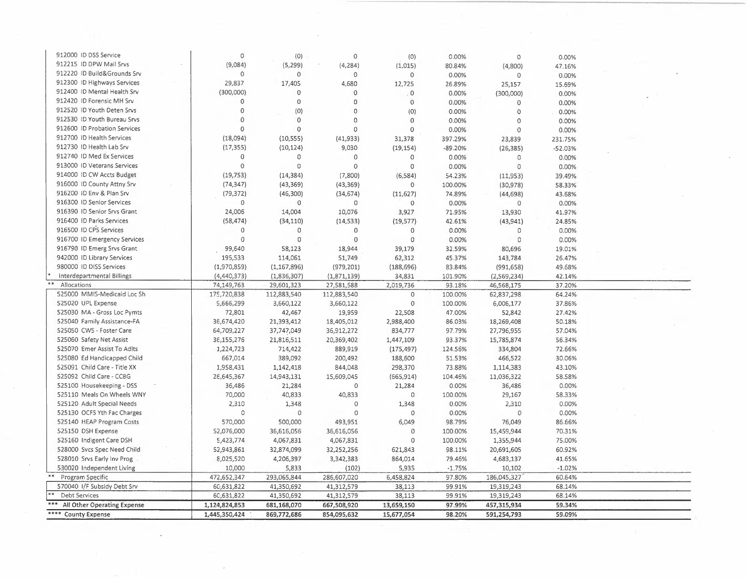| | | | | | | | |
|---|---|---|---|---|---|---|---|
| 912000 ID DSS Service | 0 | (0) | 0 | (0) | 0.00% | 0 | 0.00% |
| 912215 ID DPW Mail Srvs | (9,084) | (5,299) | (4,284) | (1,015) | 80.84% | (4,800) | 47.16% |
| 912220 ID Build&Grounds Srv | 0 | 0 | 0 | 0 | 0.00% | 0 | 0.00% |
| 912300 ID Highways Services | 29,837 | 17,405 | 4,680 | 12,725 | 26.89% | 25,157 | 15.69% |
| 912400 ID Mental Health Srv | (300,000) | 0 | 0 | 0 | 0.00% | (300,000) | 0.00% |
| 912420 ID Forensic MH Srv | 0 | 0 | 0 | 0 | 0.00% | 0 | 0.00% |
| 912520 ID Youth Deten Srvs | 0 | (0) | 0 | (0) | 0.00% | 0 | 0.00% |
| 912530 ID Youth Bureau Srvs | 0 | 0 | 0 | 0 | 0.00% | 0 | 0.00% |
| 912600 ID Probation Services | 0 | 0 | 0 | 0 | 0.00% | 0 | 0.00% |
| 912700 ID Health Services | (18,094) | (10,555) | (41,933) | 31,378 | 397.29% | 23,839 | 231.75% |
| 912730 ID Health Lab Srv | (17,355) | (10,124) | 9,030 | (19,154) | -89.20% | (26,385) | -52.03% |
| 912740 ID Med Ex Services | 0 | 0 | 0 | 0 | 0.00% | 0 | 0.00% |
| 913000 ID Veterans Services | 0 | 0 | 0 | 0 | 0.00% | 0 | 0.00% |
| 914000 ID CW Accts Budget | (19,753) | (14,384) | (7,800) | (6,584) | 54.23% | (11,953) | 39.49% |
| 916000 ID County Attny Srv | (74,347) | (43,369) | (43,369) | 0 | 100.00% | (30,978) | 58.33% |
| 916200 ID Env & Plan Srv | (79,372) | (46,300) | (34,674) | (11,627) | 74.89% | (44,698) | 43.68% |
| 916300 ID Senior Services | 0 | 0 | 0 | 0 | 0.00% | 0 | 0.00% |
| 916390 ID Senior Srvs Grant | 24,006 | 14,004 | 10,076 | 3,927 | 71.95% | 13,930 | 41.97% |
| 916400 ID Parks Services | (58,474) | (34,110) | (14,533) | (19,577) | 42.61% | (43,941) | 24.85% |
| 916500 ID CPS Services | 0 | 0 | 0 | 0 | 0.00% | 0 | 0.00% |
| 916700 ID Emergency Services | 0 | 0 | 0 | 0 | 0.00% | 0 | 0.00% |
| 916790 ID Emerg Srvs Grant | 99,640 | 58,123 | 18,944 | 39,179 | 32.59% | 80,696 | 19.01% |
| 942000 ID Library Services | 195,533 | 114,061 | 51,749 | 62,312 | 45.37% | 143,784 | 26.47% |
| 980000 ID DISS Services | (1,970,859) | (1,167,896) | (979,201) | (188,696) | 83.84% | (991,658) | 49.68% |
| * Interdepartmental Billings | (4,440,373) | (1,836,307) | (1,871,139) | 34,831 | 101.90% | (2,569,234) | 42.14% |
| ** Allocations | 74,149,763 | 29,601,323 | 27,581,588 | 2,019,736 | 93.18% | 46,568,175 | 37.20% |
| 525000 MMIS-Medicaid Loc Sh | 175,720,838 | 112,883,540 | 112,883,540 | 0 | 100.00% | 62,837,298 | 64.24% |
| 525020 UPL Expense | 9,666,299 | 3,660,122 | 3,660,122 | 0 | 100.00% | 6,006,177 | 37.86% |
| 525030 MA - Gross Loc Pymts | 72,801 | 42,467 | 19,959 | 22,508 | 47.00% | 52,842 | 27.42% |
| 525040 Family Assistance-FA | 36,674,420 | 21,393,412 | 18,405,012 | 2,988,400 | 86.03% | 18,269,408 | 50.18% |
| 525050 CWS - Foster Care | 64,709,227 | 37,747,049 | 36,912,272 | 834,777 | 97.79% | 27,796,955 | 57.04% |
| 525060 Safety Net Assist | 36,155,276 | 21,816,511 | 20,369,402 | 1,447,109 | 93.37% | 15,785,874 | 56.34% |
| 525070 Emer Assist To Adlts | 1,224,723 | 714,422 | 889,919 | (175,497) | 124.56% | 334,804 | 72.66% |
| 525080 Ed Handicapped Child | 667,014 | 389,092 | 200,492 | 188,600 | 51.53% | 466,522 | 30.06% |
| 525091 Child Care - Title XX | 1,958,431 | 1,142,418 | 844,048 | 298,370 | 73.88% | 1,114,383 | 43.10% |
| 525092 Child Care - CCBG | 26,645,367 | 14,943,131 | 15,609,045 | (665,914) | 104.46% | 11,036,322 | 58.58% |
| 525100 Housekeeping - DSS | 36,486 | 21,284 | 0 | 21,284 | 0.00% | 36,486 | 0.00% |
| 525110 Meals On Wheels WNY | 70,000 | 40,833 | 40,833 | 0 | 100.00% | 29,167 | 58.33% |
| 525120 Adult Special Needs | 2,310 | 1,348 | 0 | 1,348 | 0.00% | 2,310 | 0.00% |
| 525130 OCFS Yth Fac Charges | 0 | 0 | 0 | 0 | 0.00% | 0 | 0.00% |
| 525140 HEAP Program Costs | 570,000 | 500,000 | 493,951 | 6,049 | 98.79% | 76,049 | 86.66% |
| 525150 DSH Expense | 52,076,000 | 36,616,056 | 36,616,056 | 0 | 100.00% | 15,459,944 | 70.31% |
| 525160 Indigent Care DSH | 5,423,774 | 4,067,831 | 4,067,831 | 0 | 100.00% | 1,355,944 | 75.00% |
| 528000 Svcs Spec Need Child | 52,943,861 | 32,874,099 | 32,252,256 | 621,843 | 98.11% | 20,691,605 | 60.92% |
| 528010 Srvs Early Inv Prog | 8,025,520 | 4,206,397 | 3,342,383 | 864,014 | 79.46% | 4,683,137 | 41.65% |
| 530020 Independent Living | 10,000 | 5,833 | (102) | 5,935 | -1.75% | 10,102 | -1.02% |
| ** Program Specific | 472,652,347 | 293,065,844 | 286,607,020 | 6,458,824 | 97.80% | 186,045,327 | 60.64% |
| 570040 I/F Subsidy Debt Srv | 60,631,822 | 41,350,692 | 41,312,579 | 38,113 | 99.91% | 19,319,243 | 68.14% |
| ** Debt Services | 60,631,822 | 41,350,692 | 41,312,579 | 38,113 | 99.91% | 19,319,243 | 68.14% |
| *** All Other Operating Expense | 1,124,824,853 | 681,168,070 | 667,508,920 | 13,659,150 | 97.99% | 457,315,934 | 59.34% |
| **** County Expense | 1,445,350,424 | 869,772,686 | 854,095,632 | 15,677,054 | 98.20% | 591,254,793 | 59.09% |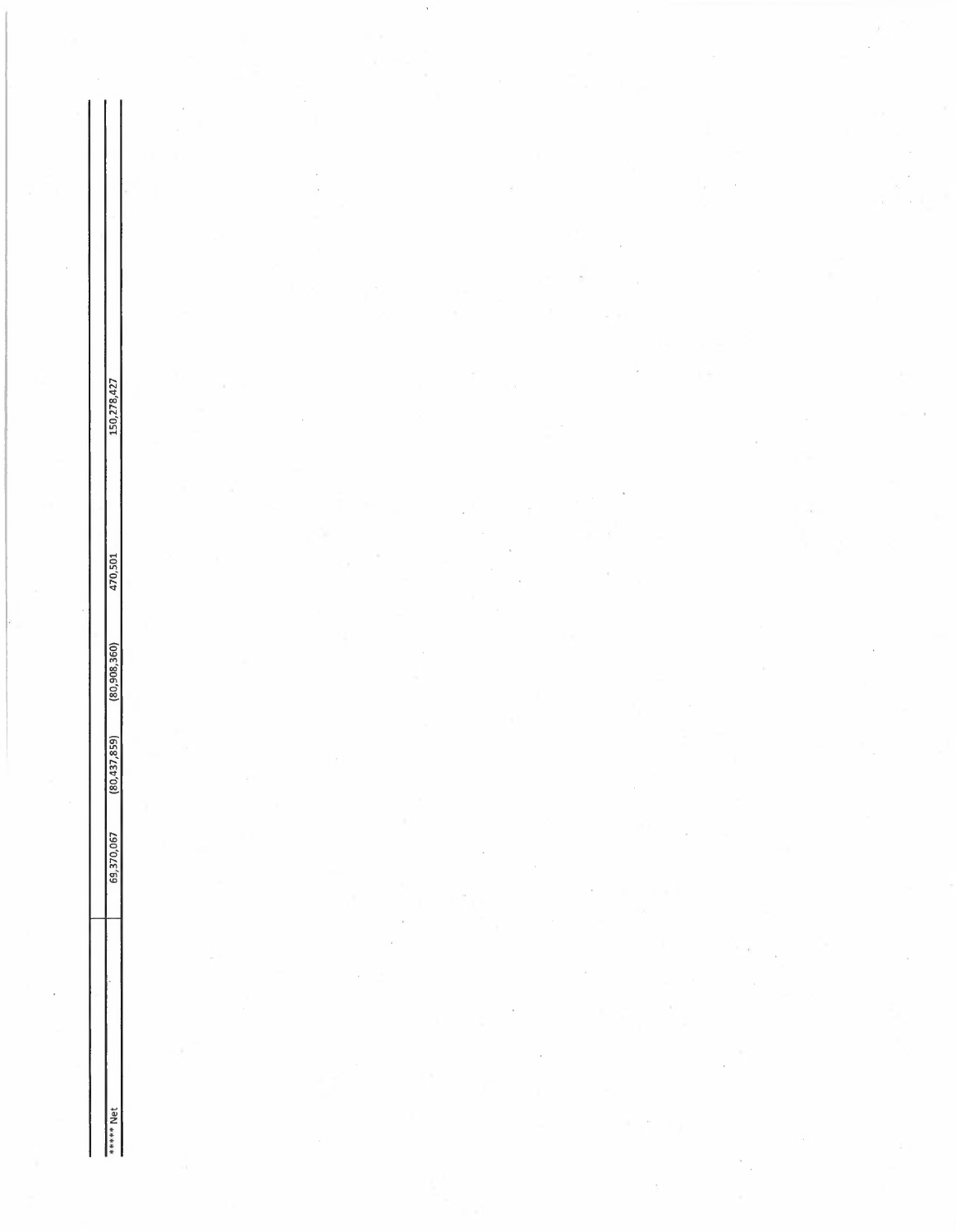| | | | | | |
|---|---|---|---|---|---|
| ***** Net | 69,370,067 | (80,437,859) | (80,908,360) | 470,501 | 150,278,427 |